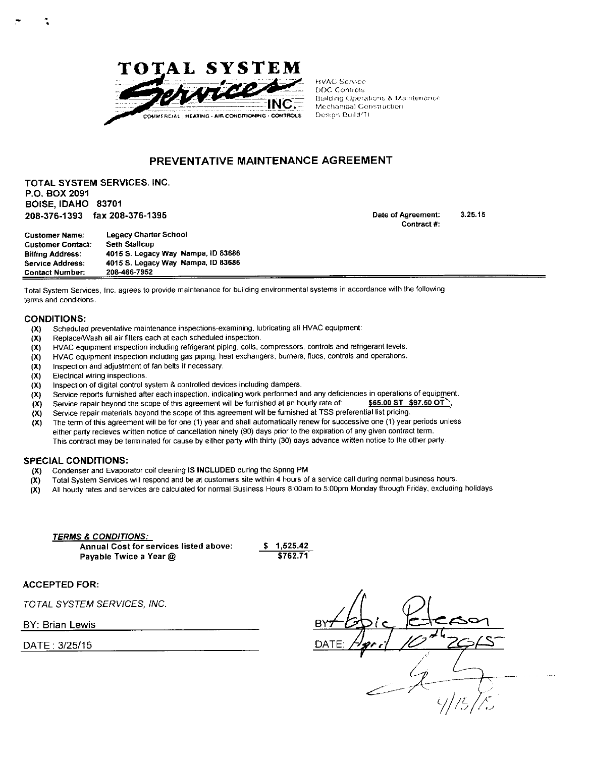**TOTAL SYSTEM Services INC.**

COMMERCIAL : HEATING - AIR CONDITIONING - CONTROLS

HVAC Service
DDC Controls
Building Operations & Maintenance
Mechanical Construction
Design Build/TI

## PREVENTATIVE MAINTENANCE AGREEMENT

**TOTAL SYSTEM SERVICES, INC.**
**P.O. BOX 2091**
**BOISE, IDAHO 83701**
**208-376-1393 fax 208-376-1395**

**Date of Agreement:** 3.25.15
**Contract #:**

| | |
|---|---|
| **Customer Name:** | **Legacy Charter School** |
| **Customer Contact:** | **Seth Stallcup** |
| **Billing Address:** | **4015 S. Legacy Way Nampa, ID 83686** |
| **Service Address:** | **4015 S. Legacy Way Nampa, ID 83686** |
| **Contact Number:** | **208-466-7952** |

Total System Services, Inc. agrees to provide maintenance for building environmental systems in accordance with the following terms and conditions.

### CONDITIONS:

- **(X)** Scheduled preventative maintenance inspections-examining, lubricating all HVAC equipment:
- **(X)** Replace/Wash all air filters each at each scheduled inspection.
- **(X)** HVAC equipment inspection including refrigerant piping, coils, compressors, controls and refrigerant levels.
- **(X)** HVAC equipment inspection including gas piping, heat exchangers, burners, flues, controls and operations.
- **(X)** Inspection and adjustment of fan belts if necessary.
- **(X)** Electrical wiring inspections.
- **(X)** Inspection of digital control system & controlled devices including dampers.
- **(X)** Service reports furnished after each inspection, indicating work performed and any deficiencies in operations of equipment.
- **(X)** Service repair beyond the scope of this agreement will be furnished at an hourly rate of: **$65.00 ST $97.50 OT**
- **(X)** Service repair materials beyond the scope of this agreement will be furnished at TSS preferential list pricing.
- **(X)** The term of this agreement will be for one (1) year and shall automatically renew for successive one (1) year periods unless either party recieves written notice of cancellation ninety (90) days prior to the expiration of any given contract term. This contract may be terminated for cause by either party with thirty (30) days advance written notice to the other party.

### SPECIAL CONDITIONS:

- **(X)** Condenser and Evaporator coil cleaning **IS INCLUDED** during the Spring PM
- **(X)** Total System Services will respond and be at customers site within 4 hours of a service call during normal business hours.
- **(X)** All hourly rates and services are calculated for normal Business Hours 8:00am to 5:00pm Monday through Friday, excluding holidays

***TERMS & CONDITIONS:***

| | |
|---|---|
| **Annual Cost for services listed above:** | **$ 1,525.42** |
| **Payable Twice a Year @** | **$762.71** |

**ACCEPTED FOR:**

*TOTAL SYSTEM SERVICES, INC.*

BY: Brian Lewis

DATE : 3/25/15

BY: Eric Peterson

DATE: April 10th 2015

4/15/15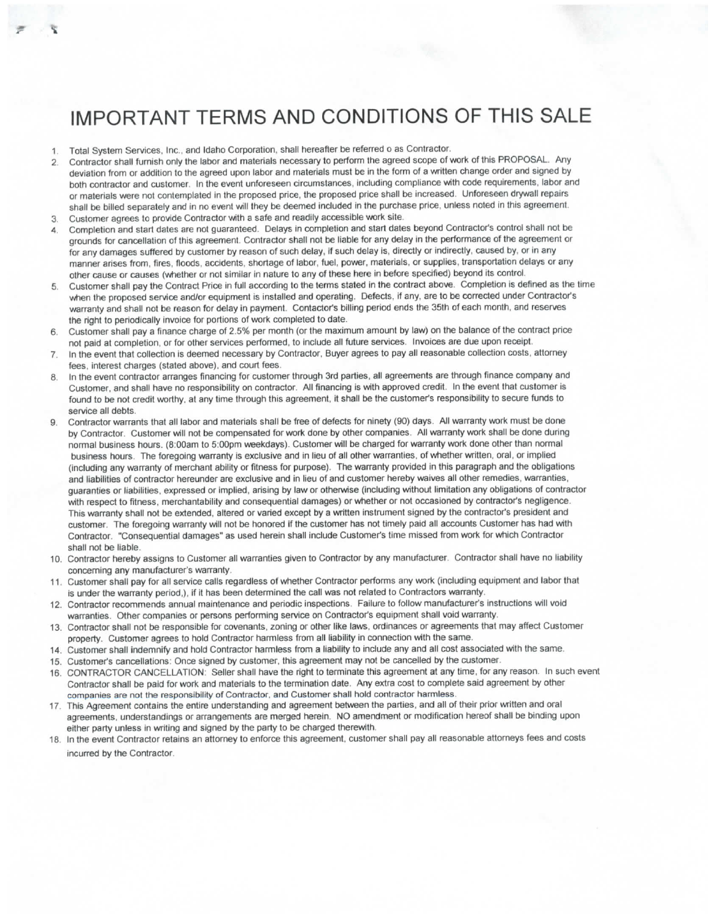# IMPORTANT TERMS AND CONDITIONS OF THIS SALE

1. Total System Services, Inc., and Idaho Corporation, shall hereafter be referred o as Contractor.
2. Contractor shall furnish only the labor and materials necessary to perform the agreed scope of work of this PROPOSAL. Any deviation from or addition to the agreed upon labor and materials must be in the form of a written change order and signed by both contractor and customer. In the event unforeseen circumstances, including compliance with code requirements, labor and or materials were not contemplated in the proposed price, the proposed price shall be increased. Unforeseen drywall repairs shall be billed separately and in no event will they be deemed included in the purchase price, unless noted in this agreement.
3. Customer agrees to provide Contractor with a safe and readily accessible work site.
4. Completion and start dates are not guaranteed. Delays in completion and start dates beyond Contractor's control shall not be grounds for cancellation of this agreement. Contractor shall not be liable for any delay in the performance of the agreement or for any damages suffered by customer by reason of such delay, if such delay is, directly or indirectly, caused by, or in any manner arises from, fires, floods, accidents, shortage of labor, fuel, power, materials, or supplies, transportation delays or any other cause or causes (whether or not similar in nature to any of these here in before specified) beyond its control.
5. Customer shall pay the Contract Price in full according to the terms stated in the contract above. Completion is defined as the time when the proposed service and/or equipment is installed and operating. Defects, if any, are to be corrected under Contractor's warranty and shall not be reason for delay in payment. Contactor's billing period ends the 35th of each month, and reserves the right to periodically invoice for portions of work completed to date.
6. Customer shall pay a finance charge of 2.5% per month (or the maximum amount by law) on the balance of the contract price not paid at completion, or for other services performed, to include all future services. Invoices are due upon receipt.
7. In the event that collection is deemed necessary by Contractor, Buyer agrees to pay all reasonable collection costs, attorney fees, interest charges (stated above), and court fees.
8. In the event contractor arranges financing for customer through 3rd parties, all agreements are through finance company and Customer, and shall have no responsibility on contractor. All financing is with approved credit. In the event that customer is found to be not credit worthy, at any time through this agreement, it shall be the customer's responsibility to secure funds to service all debts.
9. Contractor warrants that all labor and materials shall be free of defects for ninety (90) days. All warranty work must be done by Contractor. Customer will not be compensated for work done by other companies. All warranty work shall be done during normal business hours. (8:00am to 5:00pm weekdays). Customer will be charged for warranty work done other than normal business hours. The foregoing warranty is exclusive and in lieu of all other warranties, of whether written, oral, or implied (including any warranty of merchant ability or fitness for purpose). The warranty provided in this paragraph and the obligations and liabilities of contractor hereunder are exclusive and in lieu of and customer hereby waives all other remedies, warranties, guaranties or liabilities, expressed or implied, arising by law or otherwise (including without limitation any obligations of contractor with respect to fitness, merchantability and consequential damages) or whether or not occasioned by contractor's negligence. This warranty shall not be extended, altered or varied except by a written instrument signed by the contractor's president and customer. The foregoing warranty will not be honored if the customer has not timely paid all accounts Customer has had with Contractor. "Consequential damages" as used herein shall include Customer's time missed from work for which Contractor shall not be liable.
10. Contractor hereby assigns to Customer all warranties given to Contractor by any manufacturer. Contractor shall have no liability concerning any manufacturer's warranty.
11. Customer shall pay for all service calls regardless of whether Contractor performs any work (including equipment and labor that is under the warranty period,), if it has been determined the call was not related to Contractors warranty.
12. Contractor recommends annual maintenance and periodic inspections. Failure to follow manufacturer's instructions will void warranties. Other companies or persons performing service on Contractor's equipment shall void warranty.
13. Contractor shall not be responsible for covenants, zoning or other like laws, ordinances or agreements that may affect Customer property. Customer agrees to hold Contractor harmless from all liability in connection with the same.
14. Customer shall indemnify and hold Contractor harmless from a liability to include any and all cost associated with the same.
15. Customer's cancellations: Once signed by customer, this agreement may not be cancelled by the customer.
16. CONTRACTOR CANCELLATION: Seller shall have the right to terminate this agreement at any time, for any reason. In such event Contractor shall be paid for work and materials to the termination date. Any extra cost to complete said agreement by other companies are not the responsibility of Contractor, and Customer shall hold contractor harmless.
17. This Agreement contains the entire understanding and agreement between the parties, and all of their prior written and oral agreements, understandings or arrangements are merged herein. NO amendment or modification hereof shall be binding upon either party unless in writing and signed by the party to be charged therewith.
18. In the event Contractor retains an attorney to enforce this agreement, customer shall pay all reasonable attorneys fees and costs incurred by the Contractor.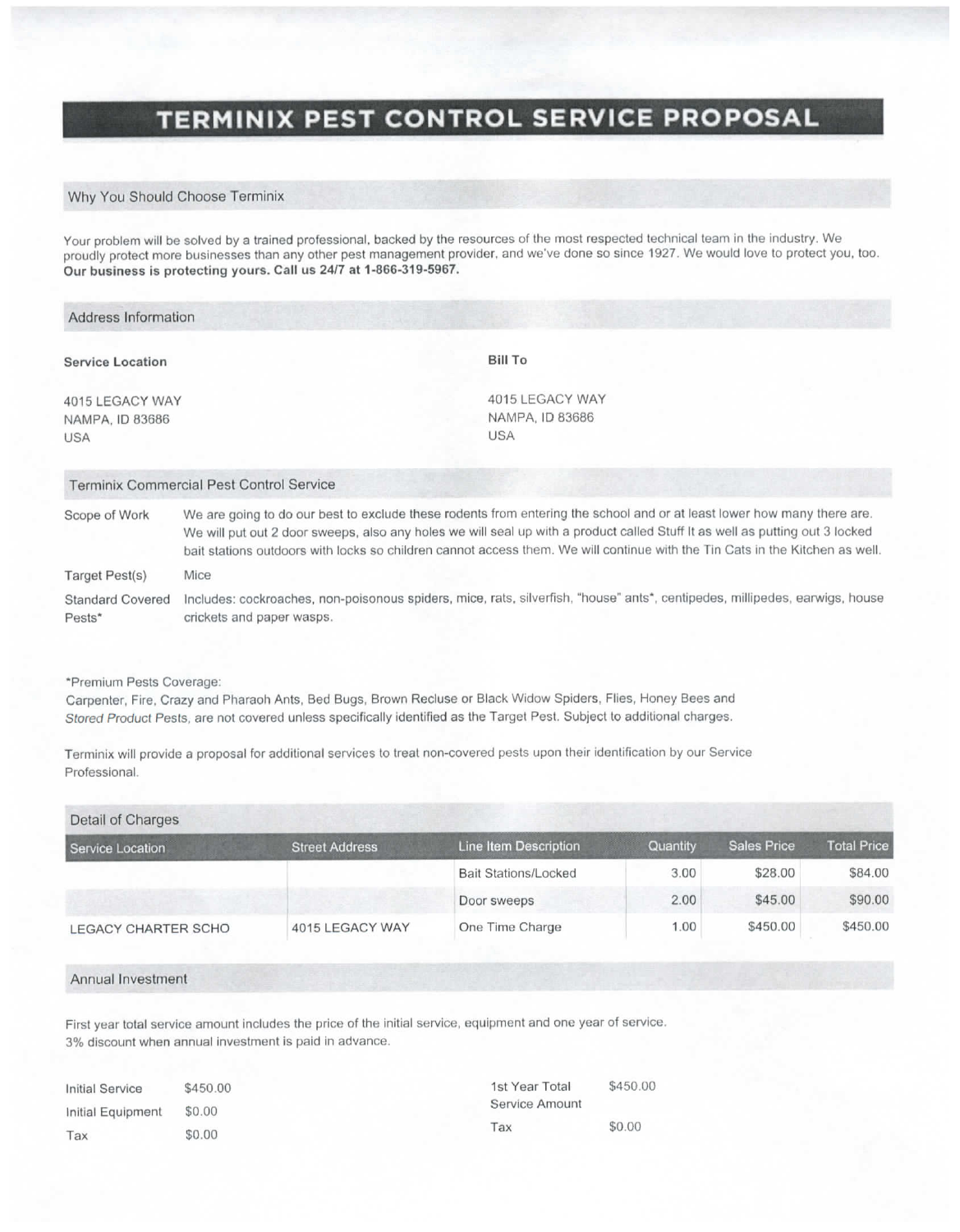# TERMINIX PEST CONTROL SERVICE PROPOSAL

## Why You Should Choose Terminix

Your problem will be solved by a trained professional, backed by the resources of the most respected technical team in the industry. We proudly protect more businesses than any other pest management provider, and we've done so since 1927. We would love to protect you, too. **Our business is protecting yours. Call us 24/7 at 1-866-319-5967.**

## Address Information

**Service Location**

4015 LEGACY WAY
NAMPA, ID 83686
USA

**Bill To**

4015 LEGACY WAY
NAMPA, ID 83686
USA

## Terminix Commercial Pest Control Service

| | |
|---|---|
| Scope of Work | We are going to do our best to exclude these rodents from entering the school and or at least lower how many there are. We will put out 2 door sweeps, also any holes we will seal up with a product called Stuff It as well as putting out 3 locked bait stations outdoors with locks so children cannot access them. We will continue with the Tin Cats in the Kitchen as well. |
| Target Pest(s) | Mice |
| Standard Covered Pests* | Includes: cockroaches, non-poisonous spiders, mice, rats, silverfish, "house" ants*, centipedes, millipedes, earwigs, house crickets and paper wasps. |

*Premium Pests Coverage:
Carpenter, Fire, Crazy and Pharaoh Ants, Bed Bugs, Brown Recluse or Black Widow Spiders, Flies, Honey Bees and *Stored Product* Pests, are not covered unless specifically identified as the Target Pest. Subject to additional charges.

Terminix will provide a proposal for additional services to treat non-covered pests upon their identification by our Service Professional.

## Detail of Charges

| Service Location | Street Address | Line Item Description | Quantity | Sales Price | Total Price |
|---|---|---|---|---|---|
| | | Bait Stations/Locked | 3.00 | $28.00 | $84.00 |
| | | Door sweeps | 2.00 | $45.00 | $90.00 |
| LEGACY CHARTER SCHO | 4015 LEGACY WAY | One Time Charge | 1.00 | $450.00 | $450.00 |

## Annual Investment

First year total service amount includes the price of the initial service, equipment and one year of service.
3% discount when annual investment is paid in advance.

| | |
|---|---|
| Initial Service | $450.00 |
| Initial Equipment | $0.00 |
| Tax | $0.00 |

| | |
|---|---|
| 1st Year Total Service Amount | $450.00 |
| Tax | $0.00 |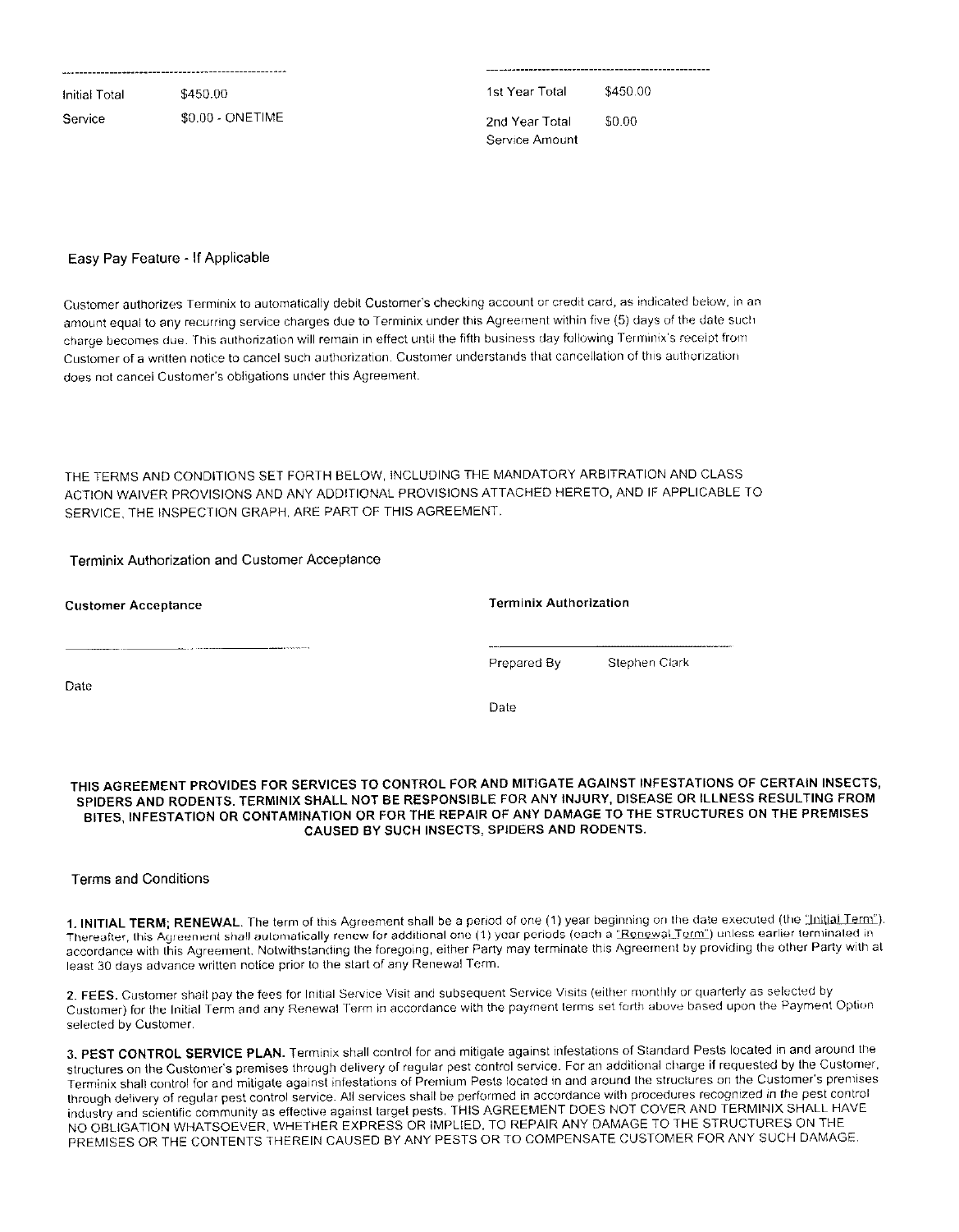| | |
|---|---|
| Initial Total | $450.00 |
| Service | $0.00 - ONETIME |

| | |
|---|---|
| 1st Year Total | $450.00 |
| 2nd Year Total Service Amount | $0.00 |

Easy Pay Feature - If Applicable

Customer authorizes Terminix to automatically debit Customer's checking account or credit card, as indicated below, in an amount equal to any recurring service charges due to Terminix under this Agreement within five (5) days of the date such charge becomes due. This authorization will remain in effect until the fifth business day following Terminix's receipt from Customer of a written notice to cancel such authorization. Customer understands that cancellation of this authorization does not cancel Customer's obligations under this Agreement.

THE TERMS AND CONDITIONS SET FORTH BELOW, INCLUDING THE MANDATORY ARBITRATION AND CLASS ACTION WAIVER PROVISIONS AND ANY ADDITIONAL PROVISIONS ATTACHED HERETO, AND IF APPLICABLE TO SERVICE, THE INSPECTION GRAPH, ARE PART OF THIS AGREEMENT.

Terminix Authorization and Customer Acceptance

**Customer Acceptance**

\_\_\_\_\_\_\_\_\_\_\_\_\_\_\_\_\_\_\_\_\_\_\_\_\_\_\_\_\_\_

Date

**Terminix Authorization**

\_\_\_\_\_\_\_\_\_\_\_\_\_\_\_\_\_\_\_\_\_\_\_\_\_\_\_\_\_\_

Prepared By Stephen Clark

Date

**THIS AGREEMENT PROVIDES FOR SERVICES TO CONTROL FOR AND MITIGATE AGAINST INFESTATIONS OF CERTAIN INSECTS, SPIDERS AND RODENTS. TERMINIX SHALL NOT BE RESPONSIBLE FOR ANY INJURY, DISEASE OR ILLNESS RESULTING FROM BITES, INFESTATION OR CONTAMINATION OR FOR THE REPAIR OF ANY DAMAGE TO THE STRUCTURES ON THE PREMISES CAUSED BY SUCH INSECTS, SPIDERS AND RODENTS.**

Terms and Conditions

**1. INITIAL TERM; RENEWAL.** The term of this Agreement shall be a period of one (1) year beginning on the date executed (the "Initial Term"). Thereafter, this Agreement shall automatically renew for additional one (1) year periods (each a "Renewal Term") unless earlier terminated in accordance with this Agreement. Notwithstanding the foregoing, either Party may terminate this Agreement by providing the other Party with at least 30 days advance written notice prior to the start of any Renewal Term.

**2. FEES.** Customer shall pay the fees for Initial Service Visit and subsequent Service Visits (either monthly or quarterly as selected by Customer) for the Initial Term and any Renewal Term in accordance with the payment terms set forth above based upon the Payment Option selected by Customer.

**3. PEST CONTROL SERVICE PLAN.** Terminix shall control for and mitigate against infestations of Standard Pests located in and around the structures on the Customer's premises through delivery of regular pest control service. For an additional charge if requested by the Customer, Terminix shall control for and mitigate against infestations of Premium Pests located in and around the structures on the Customer's premises through delivery of regular pest control service. All services shall be performed in accordance with procedures recognized in the pest control industry and scientific community as effective against target pests. THIS AGREEMENT DOES NOT COVER AND TERMINIX SHALL HAVE NO OBLIGATION WHATSOEVER, WHETHER EXPRESS OR IMPLIED, TO REPAIR ANY DAMAGE TO THE STRUCTURES ON THE PREMISES OR THE CONTENTS THEREIN CAUSED BY ANY PESTS OR TO COMPENSATE CUSTOMER FOR ANY SUCH DAMAGE.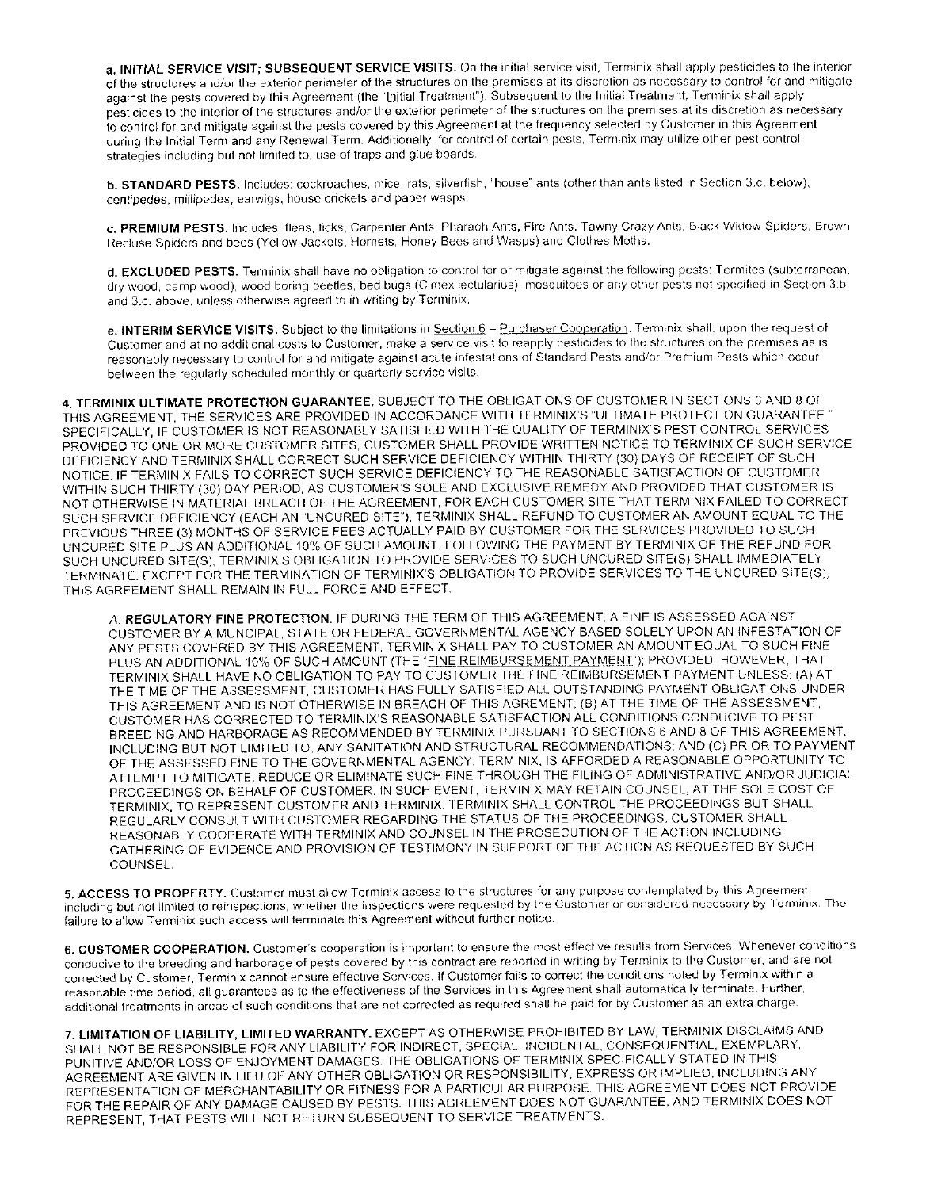**a. INITIAL SERVICE VISIT; SUBSEQUENT SERVICE VISITS.** On the initial service visit, Terminix shall apply pesticides to the interior of the structures and/or the exterior perimeter of the structures on the premises at its discretion as necessary to control for and mitigate against the pests covered by this Agreement (the "Initial Treatment"). Subsequent to the Initial Treatment, Terminix shall apply pesticides to the interior of the structures and/or the exterior perimeter of the structures on the premises at its discretion as necessary to control for and mitigate against the pests covered by this Agreement at the frequency selected by Customer in this Agreement during the Initial Term and any Renewal Term. Additionally, for control of certain pests, Terminix may utilize other pest control strategies including but not limited to, use of traps and glue boards.

**b. STANDARD PESTS.** Includes: cockroaches, mice, rats, silverfish, "house" ants (other than ants listed in Section 3.c. below), centipedes, millipedes, earwigs, house crickets and paper wasps.

**c. PREMIUM PESTS.** Includes: fleas, ticks, Carpenter Ants, Pharaoh Ants, Fire Ants, Tawny Crazy Ants, Black Widow Spiders, Brown Recluse Spiders and bees (Yellow Jackets, Hornets, Honey Bees and Wasps) and Clothes Moths.

**d. EXCLUDED PESTS.** Terminix shall have no obligation to control for or mitigate against the following pests: Termites (subterranean, dry wood, damp wood), wood boring beetles, bed bugs (Cimex lectularius), mosquitoes or any other pests not specified in Section 3.b. and 3.c. above, unless otherwise agreed to in writing by Terminix.

**e. INTERIM SERVICE VISITS.** Subject to the limitations in Section 6 – Purchaser Cooperation, Terminix shall, upon the request of Customer and at no additional costs to Customer, make a service visit to reapply pesticides to the structures on the premises as is reasonably necessary to control for and mitigate against acute infestations of Standard Pests and/or Premium Pests which occur between the regularly scheduled monthly or quarterly service visits.

**4. TERMINIX ULTIMATE PROTECTION GUARANTEE.** SUBJECT TO THE OBLIGATIONS OF CUSTOMER IN SECTIONS 6 AND 8 OF THIS AGREEMENT, THE SERVICES ARE PROVIDED IN ACCORDANCE WITH TERMINIX'S "ULTIMATE PROTECTION GUARANTEE." SPECIFICALLY, IF CUSTOMER IS NOT REASONABLY SATISFIED WITH THE QUALITY OF TERMINIX'S PEST CONTROL SERVICES PROVIDED TO ONE OR MORE CUSTOMER SITES, CUSTOMER SHALL PROVIDE WRITTEN NOTICE TO TERMINIX OF SUCH SERVICE DEFICIENCY AND TERMINIX SHALL CORRECT SUCH SERVICE DEFICIENCY WITHIN THIRTY (30) DAYS OF RECEIPT OF SUCH NOTICE. IF TERMINIX FAILS TO CORRECT SUCH SERVICE DEFICIENCY TO THE REASONABLE SATISFACTION OF CUSTOMER WITHIN SUCH THIRTY (30) DAY PERIOD, AS CUSTOMER'S SOLE AND EXCLUSIVE REMEDY AND PROVIDED THAT CUSTOMER IS NOT OTHERWISE IN MATERIAL BREACH OF THE AGREEMENT, FOR EACH CUSTOMER SITE THAT TERMINIX FAILED TO CORRECT SUCH SERVICE DEFICIENCY (EACH AN "UNCURED SITE"), TERMINIX SHALL REFUND TO CUSTOMER AN AMOUNT EQUAL TO THE PREVIOUS THREE (3) MONTHS OF SERVICE FEES ACTUALLY PAID BY CUSTOMER FOR THE SERVICES PROVIDED TO SUCH UNCURED SITE PLUS AN ADDITIONAL 10% OF SUCH AMOUNT. FOLLOWING THE PAYMENT BY TERMINIX OF THE REFUND FOR SUCH UNCURED SITE(S), TERMINIX'S OBLIGATION TO PROVIDE SERVICES TO SUCH UNCURED SITE(S) SHALL IMMEDIATELY TERMINATE. EXCEPT FOR THE TERMINATION OF TERMINIX'S OBLIGATION TO PROVIDE SERVICES TO THE UNCURED SITE(S), THIS AGREEMENT SHALL REMAIN IN FULL FORCE AND EFFECT.

*A.* **REGULATORY FINE PROTECTION.** IF DURING THE TERM OF THIS AGREEMENT, A FINE IS ASSESSED AGAINST CUSTOMER BY A MUNCIPAL, STATE OR FEDERAL GOVERNMENTAL AGENCY BASED SOLELY UPON AN INFESTATION OF ANY PESTS COVERED BY THIS AGREEMENT, TERMINIX SHALL PAY TO CUSTOMER AN AMOUNT EQUAL TO SUCH FINE PLUS AN ADDITIONAL 10% OF SUCH AMOUNT (THE "FINE REIMBURSEMENT PAYMENT"); PROVIDED, HOWEVER, THAT TERMINIX SHALL HAVE NO OBLIGATION TO PAY TO CUSTOMER THE FINE REIMBURSEMENT PAYMENT UNLESS: (A) AT THE TIME OF THE ASSESSMENT, CUSTOMER HAS FULLY SATISFIED ALL OUTSTANDING PAYMENT OBLIGATIONS UNDER THIS AGREEMENT AND IS NOT OTHERWISE IN BREACH OF THIS AGREMENT; (B) AT THE TIME OF THE ASSESSMENT, CUSTOMER HAS CORRECTED TO TERMINIX'S REASONABLE SATISFACTION ALL CONDITIONS CONDUCIVE TO PEST BREEDING AND HARBORAGE AS RECOMMENDED BY TERMINIX PURSUANT TO SECTIONS 6 AND 8 OF THIS AGREEMENT, INCLUDING BUT NOT LIMITED TO, ANY SANITATION AND STRUCTURAL RECOMMENDATIONS; AND (C) PRIOR TO PAYMENT OF THE ASSESSED FINE TO THE GOVERNMENTAL AGENCY, TERMINIX, IS AFFORDED A REASONABLE OPPORTUNITY TO ATTEMPT TO MITIGATE, REDUCE OR ELIMINATE SUCH FINE THROUGH THE FILING OF ADMINISTRATIVE AND/OR JUDICIAL PROCEEDINGS ON BEHALF OF CUSTOMER. IN SUCH EVENT, TERMINIX MAY RETAIN COUNSEL, AT THE SOLE COST OF TERMINIX, TO REPRESENT CUSTOMER AND TERMINIX. TERMINIX SHALL CONTROL THE PROCEEDINGS BUT SHALL REGULARLY CONSULT WITH CUSTOMER REGARDING THE STATUS OF THE PROCEEDINGS. CUSTOMER SHALL REASONABLY COOPERATE WITH TERMINIX AND COUNSEL IN THE PROSECUTION OF THE ACTION INCLUDING GATHERING OF EVIDENCE AND PROVISION OF TESTIMONY IN SUPPORT OF THE ACTION AS REQUESTED BY SUCH COUNSEL.

**5. ACCESS TO PROPERTY.** Customer must allow Terminix access to the structures for any purpose contemplated by this Agreement, including but not limited to reinspections, whether the inspections were requested by the Customer or considered necessary by Terminix. The failure to allow Terminix such access will terminate this Agreement without further notice.

**6. CUSTOMER COOPERATION.** Customer's cooperation is important to ensure the most effective results from Services. Whenever conditions conducive to the breeding and harborage of pests covered by this contract are reported in writing by Terminix to the Customer, and are not corrected by Customer, Terminix cannot ensure effective Services. If Customer fails to correct the conditions noted by Terminix within a reasonable time period, all guarantees as to the effectiveness of the Services in this Agreement shall automatically terminate. Further, additional treatments in areas of such conditions that are not corrected as required shall be paid for by Customer as an extra charge.

**7. LIMITATION OF LIABILITY, LIMITED WARRANTY.** EXCEPT AS OTHERWISE PROHIBITED BY LAW, TERMINIX DISCLAIMS AND SHALL NOT BE RESPONSIBLE FOR ANY LIABILITY FOR INDIRECT, SPECIAL, INCIDENTAL, CONSEQUENTIAL, EXEMPLARY, PUNITIVE AND/OR LOSS OF ENJOYMENT DAMAGES. THE OBLIGATIONS OF TERMINIX SPECIFICALLY STATED IN THIS AGREEMENT ARE GIVEN IN LIEU OF ANY OTHER OBLIGATION OR RESPONSIBILITY, EXPRESS OR IMPLIED, INCLUDING ANY REPRESENTATION OF MERCHANTABILITY OR FITNESS FOR A PARTICULAR PURPOSE. THIS AGREEMENT DOES NOT PROVIDE FOR THE REPAIR OF ANY DAMAGE CAUSED BY PESTS. THIS AGREEMENT DOES NOT GUARANTEE, AND TERMINIX DOES NOT REPRESENT, THAT PESTS WILL NOT RETURN SUBSEQUENT TO SERVICE TREATMENTS.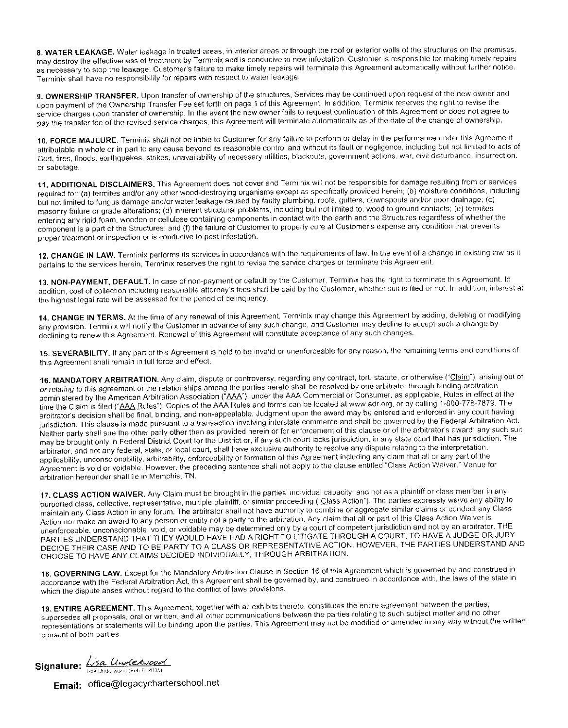**8. WATER LEAKAGE.** Water leakage in treated areas, in interior areas or through the roof or exterior walls of the structures on the premises, may destroy the effectiveness of treatment by Terminix and is conducive to new infestation. Customer is responsible for making timely repairs as necessary to stop the leakage. Customer's failure to make timely repairs will terminate this Agreement automatically without further notice. Terminix shall have no responsibility for repairs with respect to water leakage.

**9. OWNERSHIP TRANSFER.** Upon transfer of ownership of the structures, Services may be continued upon request of the new owner and upon payment of the Ownership Transfer Fee set forth on page 1 of this Agreement. In addition, Terminix reserves the right to revise the service charges upon transfer of ownership. In the event the new owner fails to request continuation of this Agreement or does not agree to pay the transfer fee of the revised service charges, this Agreement will terminate automatically as of the date of the change of ownership.

**10. FORCE MAJEURE.** Terminix shall not be liable to Customer for any failure to perform or delay in the performance under this Agreement attributable in whole or in part to any cause beyond its reasonable control and without its fault or negligence, including but not limited to acts of God, fires, floods, earthquakes, strikes, unavailability of necessary utilities, blackouts, government actions, war, civil disturbance, insurrection, or sabotage.

**11. ADDITIONAL DISCLAIMERS.** This Agreement does not cover and Terminix will not be responsible for damage resulting from or services required for: (a) termites and/or any other wood-destroying organisms except as specifically provided herein; (b) moisture conditions, including but not limited to fungus damage and/or water leakage caused by faulty plumbing, roofs, gutters, downspouts and/or poor drainage; (c) masonry failure or grade alterations; (d) inherent structural problems, including but not limited to, wood to ground contacts; (e) termites entering any rigid foam, wooden or cellulose containing components in contact with the earth and the Structures regardless of whether the component is a part of the Structures; and (f) the failure of Customer to properly cure at Customer's expense any condition that prevents proper treatment or inspection or is conducive to pest infestation.

**12. CHANGE IN LAW.** Terminix performs its services in accordance with the requirements of law. In the event of a change in existing law as it pertains to the services herein, Terminix reserves the right to revise the service charges or terminate this Agreement.

**13. NON-PAYMENT, DEFAULT.** In case of non-payment or default by the Customer, Terminix has the right to terminate this Agreement. In addition, cost of collection including reasonable attorney's fees shall be paid by the Customer, whether suit is filed or not. In addition, interest at the highest legal rate will be assessed for the period of delinquency.

**14. CHANGE IN TERMS.** At the time of any renewal of this Agreement, Terminix may change this Agreement by adding, deleting or modifying any provision. Terminix will notify the Customer in advance of any such change, and Customer may decline to accept such a change by declining to renew this Agreement. Renewal of this Agreement will constitute acceptance of any such changes.

**15. SEVERABILITY.** If any part of this Agreement is held to be invalid or unenforceable for any reason, the remaining terms and conditions of this Agreement shall remain in full force and effect.

**16. MANDATORY ARBITRATION.** Any claim, dispute or controversy, regarding any contract, tort, statute, or otherwise ("Claim"), arising out of or relating to this agreement or the relationships among the parties hereto shall be resolved by one arbitrator through binding arbitration administered by the American Arbitration Association ("AAA"), under the AAA Commercial or Consumer, as applicable, Rules in effect at the time the Claim is filed ("AAA Rules"). Copies of the AAA Rules and forms can be located at www.adr.org, or by calling 1-800-778-7879. The arbitrator's decision shall be final, binding, and non-appealable. Judgment upon the award may be entered and enforced in any court having jurisdiction. This clause is made pursuant to a transaction involving interstate commerce and shall be governed by the Federal Arbitration Act. Neither party shall sue the other party other than as provided herein or for enforcement of this clause or of the arbitrator's award; any such suit may be brought only in Federal District Court for the District or, if any such court lacks jurisdiction, in any state court that has jurisdiction. The arbitrator, and not any federal, state, or local court, shall have exclusive authority to resolve any dispute relating to the interpretation, applicability, unconscionability, arbitrability, enforceability or formation of this Agreement including any claim that all or any part of the Agreement is void or voidable. However, the preceding sentence shall not apply to the clause entitled "Class Action Waiver." Venue for arbitration hereunder shall lie in Memphis, TN.

**17. CLASS ACTION WAIVER.** Any Claim must be brought in the parties' individual capacity, and not as a plaintiff or class member in any purported class, collective, representative, multiple plaintiff, or similar proceeding ("Class Action"). The parties expressly waive any ability to maintain any Class Action in any forum. The arbitrator shall not have authority to combine or aggregate similar claims or conduct any Class Action nor make an award to any person or entity not a party to the arbitration. Any claim that all or part of this Class Action Waiver is unenforceable, unconscionable, void, or voidable may be determined only by a court of competent jurisdiction and not by an arbitrator. THE PARTIES UNDERSTAND THAT THEY WOULD HAVE HAD A RIGHT TO LITIGATE THROUGH A COURT, TO HAVE A JUDGE OR JURY DECIDE THEIR CASE AND TO BE PARTY TO A CLASS OR REPRESENTATIVE ACTION. HOWEVER, THE PARTIES UNDERSTAND AND CHOOSE TO HAVE ANY CLAIMS DECIDED INDIVIDUALLY, THROUGH ARBITRATION.

**18. GOVERNING LAW.** Except for the Mandatory Arbitration Clause in Section 16 of this Agreement which is governed by and construed in accordance with the Federal Arbitration Act, this Agreement shall be governed by, and construed in accordance with, the laws of the state in which the dispute arises without regard to the conflict of laws provisions.

**19. ENTIRE AGREEMENT.** This Agreement, together with all exhibits thereto, constitutes the entire agreement between the parties, supersedes all proposals, oral or written, and all other communications between the parties relating to such subject matter and no other representations or statements will be binding upon the parties. This Agreement may not be modified or amended in any way without the written consent of both parties.

**Signature:** *Lisa Underwood*
Lisa Underwood (Feb 6, 2015)

**Email:** office@legacycharterschool.net